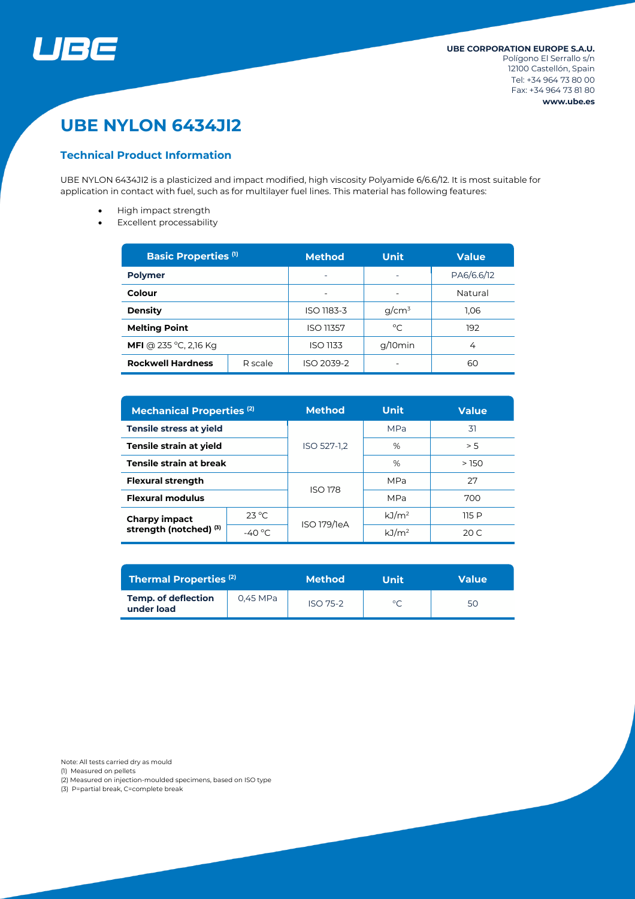UBE

**UBE CORPORATION EUROPE S.A.U.**
Polígono El Serrallo s/n
12100 Castellón, Spain
Tel: +34 964 73 80 00
Fax: +34 964 73 81 80
**www.ube.es**

# UBE NYLON 6434JI2

## Technical Product Information

UBE NYLON 6434JI2 is a plasticized and impact modified, high viscosity Polyamide 6/6.6/12. It is most suitable for application in contact with fuel, such as for multilayer fuel lines. This material has following features:

- High impact strength
- Excellent processability

| Basic Properties [1] | | Method | Unit | Value |
|---|---|---|---|---|
| **Polymer** | | - | - | PA6/6.6/12 |
| **Colour** | | - | - | Natural |
| **Density** | | ISO 1183-3 | g/cm³ | 1,06 |
| **Melting Point** | | ISO 11357 | °C | 192 |
| **MFI** @ 235 °C, 2,16 Kg | | ISO 1133 | g/10min | 4 |
| **Rockwell Hardness** | R scale | ISO 2039-2 | - | 60 |

| Mechanical Properties [2] | | Method | Unit | Value |
|---|---|---|---|---|
| **Tensile stress at yield** | | ISO 527-1,2 | MPa | 31 |
| **Tensile strain at yield** | | ISO 527-1,2 | % | > 5 |
| **Tensile strain at break** | | ISO 527-1,2 | % | > 150 |
| **Flexural strength** | | ISO 178 | MPa | 27 |
| **Flexural modulus** | | ISO 178 | MPa | 700 |
| **Charpy impact strength (notched)** [3] | 23 °C | ISO 179/1eA | kJ/m² | 115 P |
| | -40 °C | ISO 179/1eA | kJ/m² | 20 C |

| Thermal Properties [2] | | Method | Unit | Value |
|---|---|---|---|---|
| **Temp. of deflection under load** | 0,45 MPa | ISO 75-2 | °C | 50 |

Note: All tests carried dry as mould
(1) Measured on pellets
(2) Measured on injection-moulded specimens, based on ISO type
(3) P=partial break, C=complete break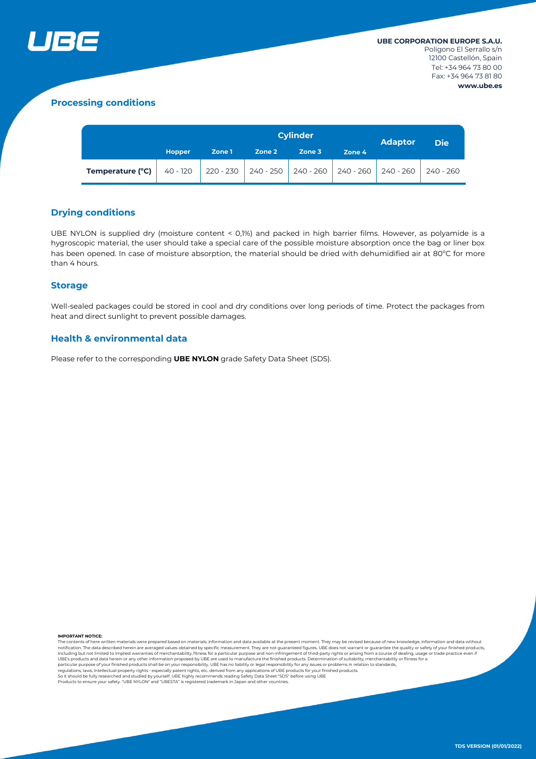**UBE CORPORATION EUROPE S.A.U.**
Polígono El Serrallo s/n
12100 Castellón, Spain
Tel: +34 964 73 80 00
Fax: +34 964 73 81 80
**www.ube.es**

## Processing conditions

| | Cylinder | | | | | Adaptor | Die |
|---|---|---|---|---|---|---|---|
| | Hopper | Zone 1 | Zone 2 | Zone 3 | Zone 4 | | |
| **Temperature (°C)** | 40 - 120 | 220 - 230 | 240 - 250 | 240 - 260 | 240 - 260 | 240 - 260 | 240 - 260 |

## Drying conditions

UBE NYLON is supplied dry (moisture content < 0,1%) and packed in high barrier films. However, as polyamide is a hygroscopic material, the user should take a special care of the possible moisture absorption once the bag or liner box has been opened. In case of moisture absorption, the material should be dried with dehumidified air at 80°C for more than 4 hours.

## Storage

Well-sealed packages could be stored in cool and dry conditions over long periods of time. Protect the packages from heat and direct sunlight to prevent possible damages.

## Health & environmental data

Please refer to the corresponding **UBE NYLON** grade Safety Data Sheet (SDS).

**IMPORTANT NOTICE:**
The contents of here written materials were prepared based on materials, information and data available at the present moment. They may be revised because of new knowledge, information and data without notification. The data described herein are averaged values obtained by specific measurement. They are not guaranteed figures. UBE does not warrant or guarantee the quality or safety of your finished products, including but not limited to implied warranties of merchantability, fitness for a particular purpose and non-infringement of third-party rights or arising from a course of dealing, usage or trade practice even if UBE's products and data herein or any other information proposed by UBE are used to manufacture the finished products. Determination of suitability, merchantability or fitness for a particular purpose of your finished products shall be on your responsibility. UBE has no liability or legal responsibility for any issues or problems in relation to standards, regulations, laws, intellectual property rights - especially patent rights, etc. derived from any applications of UBE products for your finished products.
So it should be fully researched and studied by yourself. UBE highly recommends reading Safety Data Sheet "SDS" before using UBE Products to ensure your safety. "UBE NYLON" and "UBESTA" is registered trademark in Japan and other countries.

**TDS VERSION (01/01/2022)**